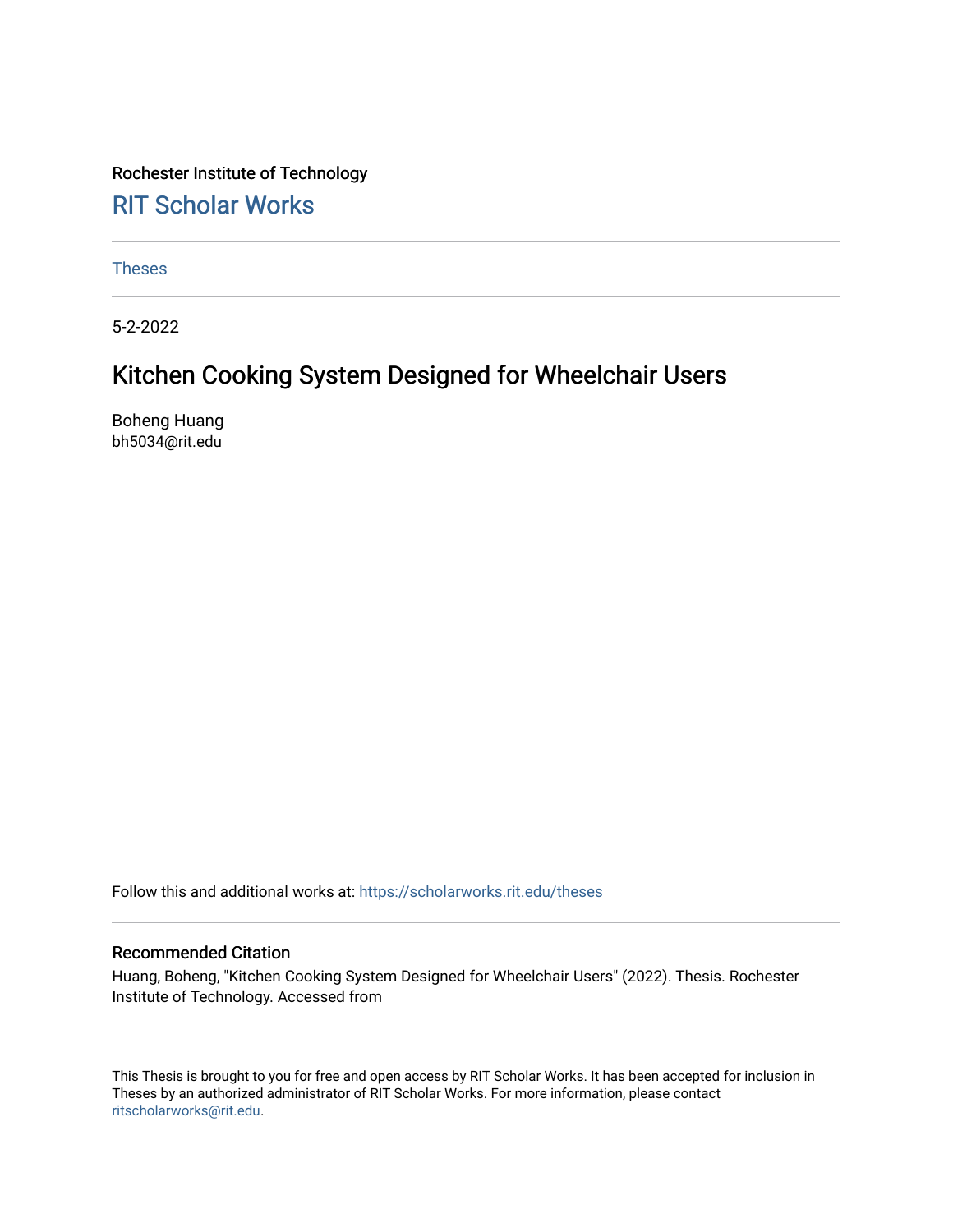Rochester Institute of Technology

RIT Scholar Works

Theses

5-2-2022

# Kitchen Cooking System Designed for Wheelchair Users

Boheng Huang
bh5034@rit.edu

Follow this and additional works at: https://scholarworks.rit.edu/theses

## Recommended Citation

Huang, Boheng, "Kitchen Cooking System Designed for Wheelchair Users" (2022). Thesis. Rochester Institute of Technology. Accessed from

This Thesis is brought to you for free and open access by RIT Scholar Works. It has been accepted for inclusion in Theses by an authorized administrator of RIT Scholar Works. For more information, please contact ritscholarworks@rit.edu.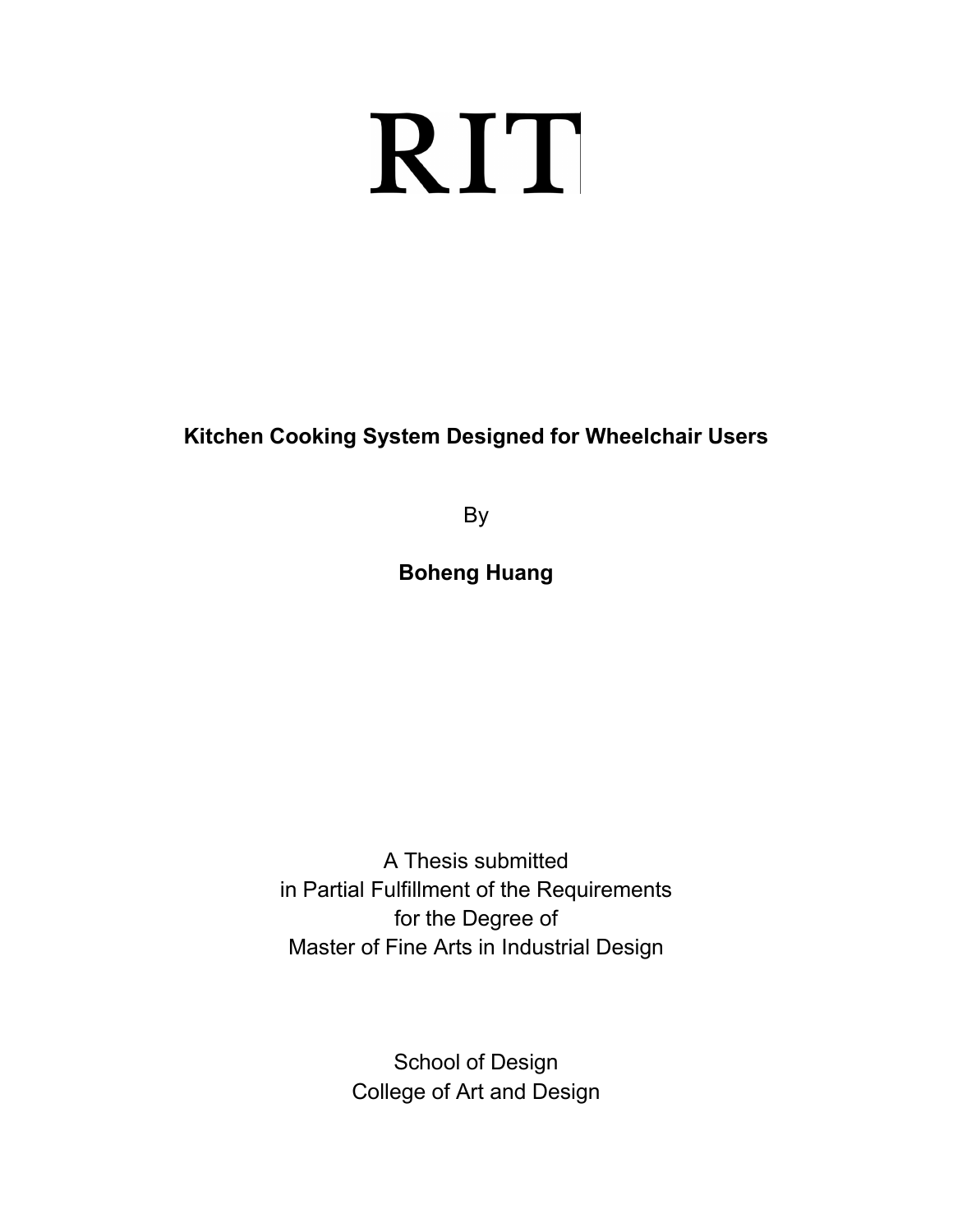RIT

**Kitchen Cooking System Designed for Wheelchair Users**

By

**Boheng Huang**

A Thesis submitted
in Partial Fulfillment of the Requirements
for the Degree of
Master of Fine Arts in Industrial Design

School of Design
College of Art and Design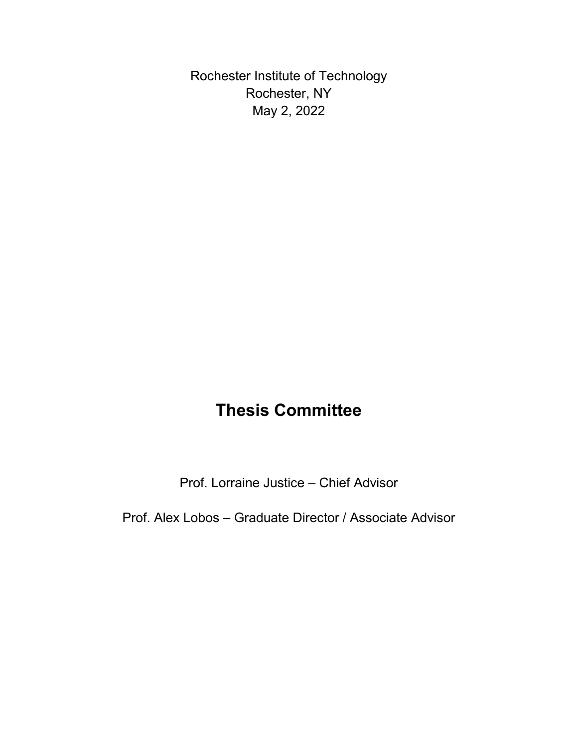Rochester Institute of Technology
Rochester, NY
May 2, 2022

## Thesis Committee

Prof. Lorraine Justice – Chief Advisor

Prof. Alex Lobos – Graduate Director / Associate Advisor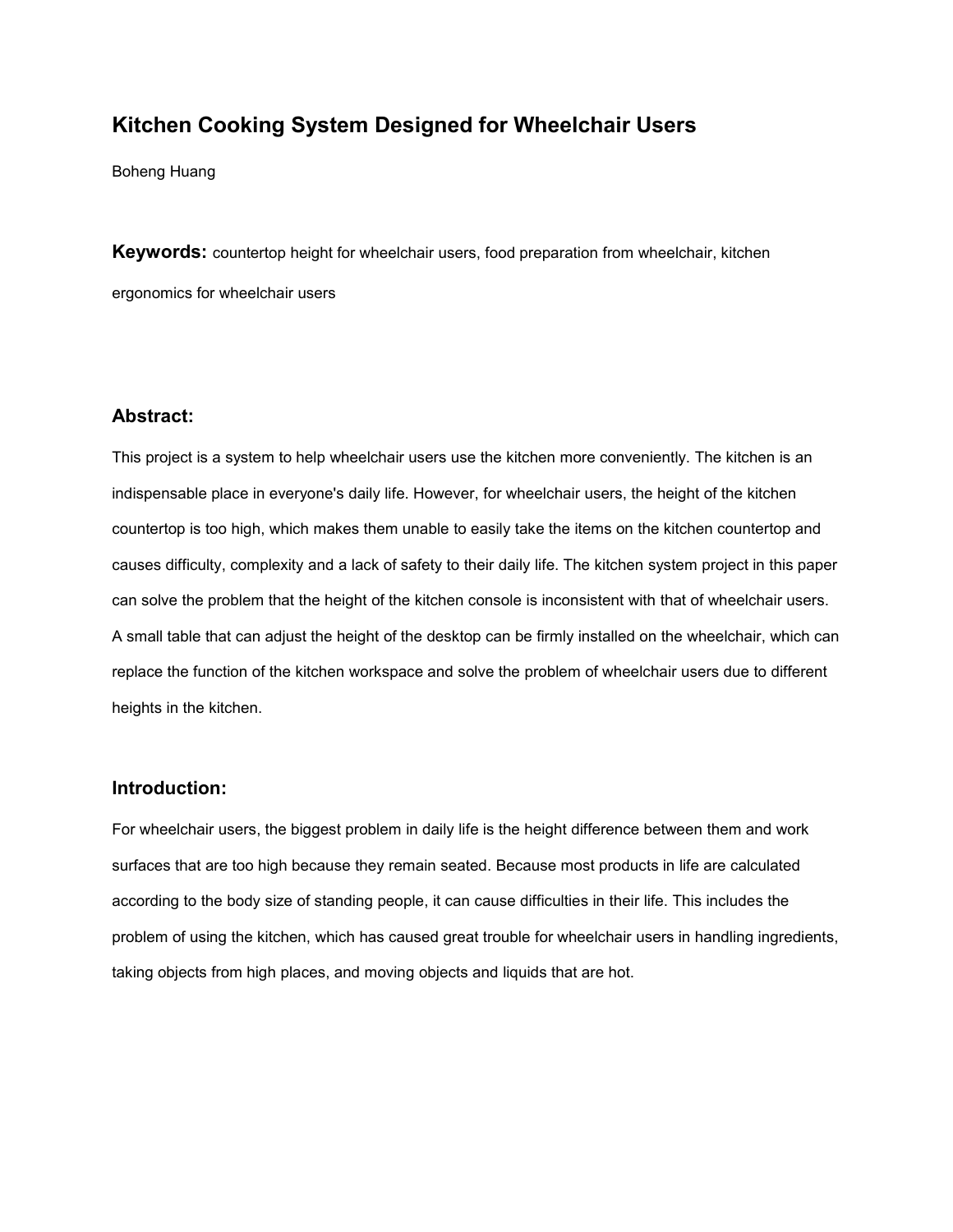# Kitchen Cooking System Designed for Wheelchair Users

Boheng Huang

**Keywords:** countertop height for wheelchair users, food preparation from wheelchair, kitchen ergonomics for wheelchair users

## Abstract:

This project is a system to help wheelchair users use the kitchen more conveniently. The kitchen is an indispensable place in everyone's daily life. However, for wheelchair users, the height of the kitchen countertop is too high, which makes them unable to easily take the items on the kitchen countertop and causes difficulty, complexity and a lack of safety to their daily life. The kitchen system project in this paper can solve the problem that the height of the kitchen console is inconsistent with that of wheelchair users. A small table that can adjust the height of the desktop can be firmly installed on the wheelchair, which can replace the function of the kitchen workspace and solve the problem of wheelchair users due to different heights in the kitchen.

## Introduction:

For wheelchair users, the biggest problem in daily life is the height difference between them and work surfaces that are too high because they remain seated. Because most products in life are calculated according to the body size of standing people, it can cause difficulties in their life. This includes the problem of using the kitchen, which has caused great trouble for wheelchair users in handling ingredients, taking objects from high places, and moving objects and liquids that are hot.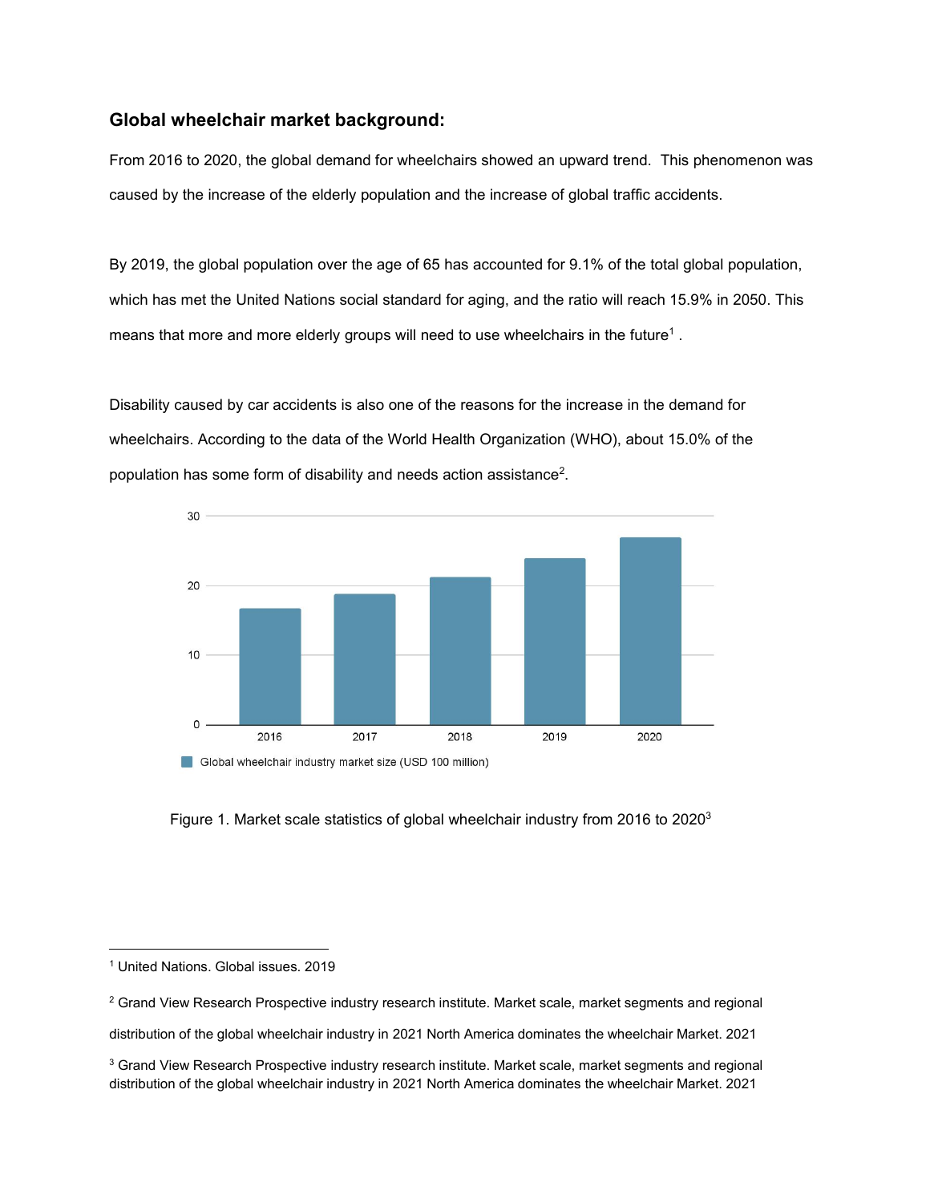### Global wheelchair market background:

From 2016 to 2020, the global demand for wheelchairs showed an upward trend. This phenomenon was caused by the increase of the elderly population and the increase of global traffic accidents.

By 2019, the global population over the age of 65 has accounted for 9.1% of the total global population, which has met the United Nations social standard for aging, and the ratio will reach 15.9% in 2050. This means that more and more elderly groups will need to use wheelchairs in the future[1] .

Disability caused by car accidents is also one of the reasons for the increase in the demand for wheelchairs. According to the data of the World Health Organization (WHO), about 15.0% of the population has some form of disability and needs action assistance[2].

Figure 1. Market scale statistics of global wheelchair industry from 2016 to 2020[3]

---

[1] United Nations. Global issues. 2019

[2] Grand View Research Prospective industry research institute. Market scale, market segments and regional distribution of the global wheelchair industry in 2021 North America dominates the wheelchair Market. 2021

[3] Grand View Research Prospective industry research institute. Market scale, market segments and regional distribution of the global wheelchair industry in 2021 North America dominates the wheelchair Market. 2021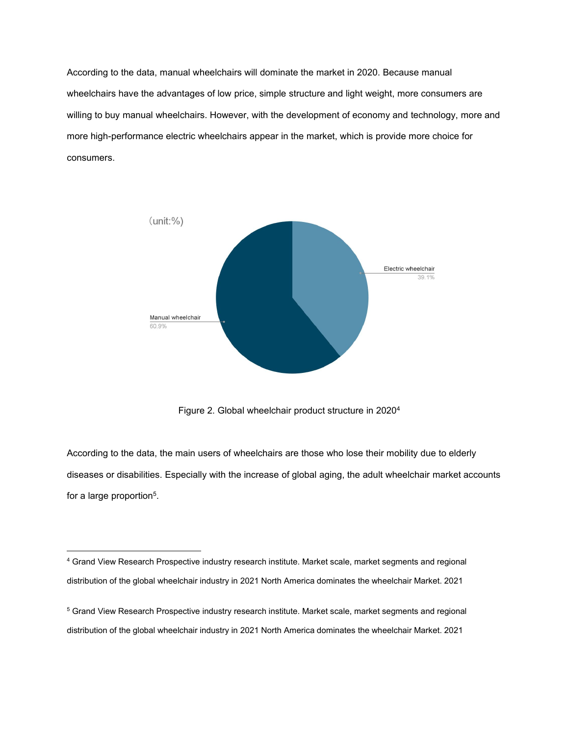According to the data, manual wheelchairs will dominate the market in 2020. Because manual wheelchairs have the advantages of low price, simple structure and light weight, more consumers are willing to buy manual wheelchairs. However, with the development of economy and technology, more and more high-performance electric wheelchairs appear in the market, which is provide more choice for consumers.

(unit:%)

Electric wheelchair 39.1%

Manual wheelchair 60.9%

Figure 2. Global wheelchair product structure in 2020[4]

According to the data, the main users of wheelchairs are those who lose their mobility due to elderly diseases or disabilities. Especially with the increase of global aging, the adult wheelchair market accounts for a large proportion[5].

[4] Grand View Research Prospective industry research institute. Market scale, market segments and regional distribution of the global wheelchair industry in 2021 North America dominates the wheelchair Market. 2021

[5] Grand View Research Prospective industry research institute. Market scale, market segments and regional distribution of the global wheelchair industry in 2021 North America dominates the wheelchair Market. 2021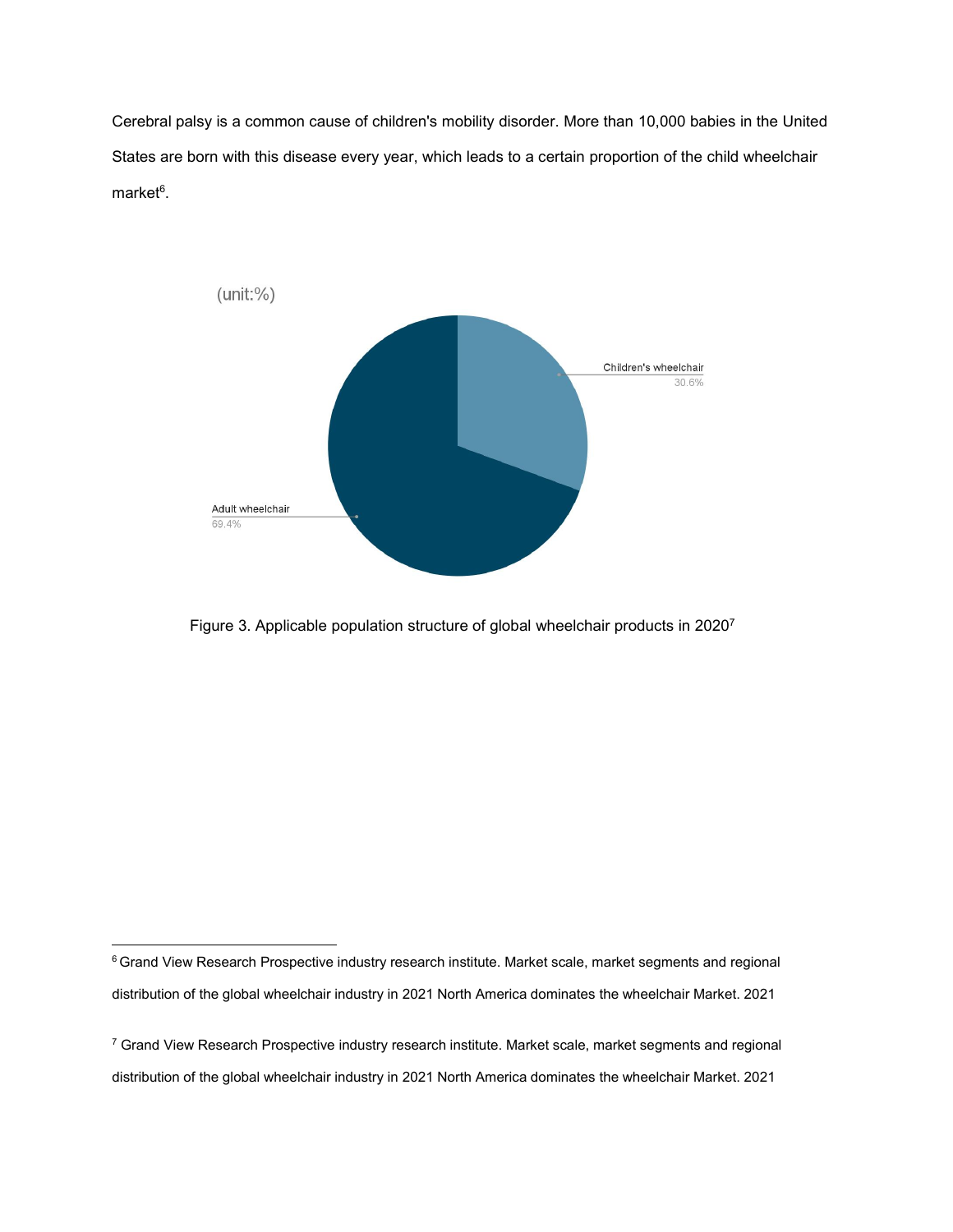Cerebral palsy is a common cause of children's mobility disorder. More than 10,000 babies in the United States are born with this disease every year, which leads to a certain proportion of the child wheelchair market[6].

(unit:%)

Children's wheelchair 30.6%

Adult wheelchair 69.4%

Figure 3. Applicable population structure of global wheelchair products in 2020[7]

---

[6] Grand View Research Prospective industry research institute. Market scale, market segments and regional distribution of the global wheelchair industry in 2021 North America dominates the wheelchair Market. 2021

[7] Grand View Research Prospective industry research institute. Market scale, market segments and regional distribution of the global wheelchair industry in 2021 North America dominates the wheelchair Market. 2021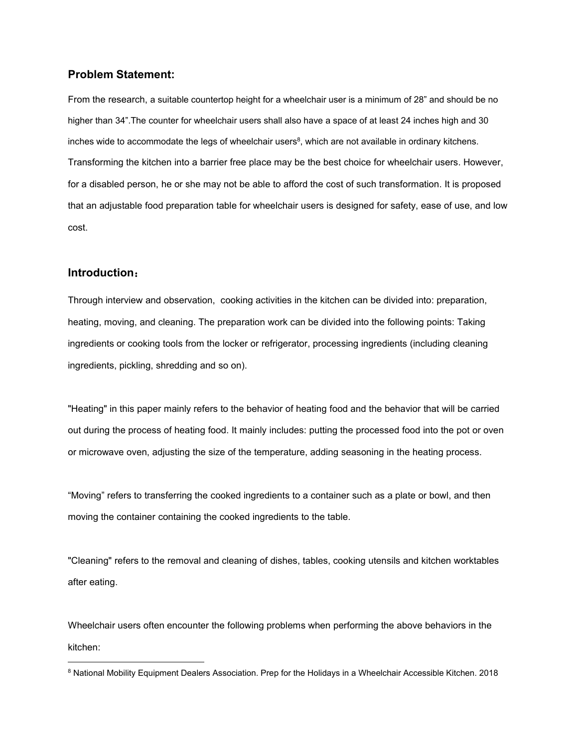### Problem Statement:

From the research, a suitable countertop height for a wheelchair user is a minimum of 28” and should be no higher than 34”.The counter for wheelchair users shall also have a space of at least 24 inches high and 30 inches wide to accommodate the legs of wheelchair users[8], which are not available in ordinary kitchens. Transforming the kitchen into a barrier free place may be the best choice for wheelchair users. However, for a disabled person, he or she may not be able to afford the cost of such transformation. It is proposed that an adjustable food preparation table for wheelchair users is designed for safety, ease of use, and low cost.

### Introduction：

Through interview and observation,  cooking activities in the kitchen can be divided into: preparation, heating, moving, and cleaning. The preparation work can be divided into the following points: Taking ingredients or cooking tools from the locker or refrigerator, processing ingredients (including cleaning ingredients, pickling, shredding and so on).

"Heating" in this paper mainly refers to the behavior of heating food and the behavior that will be carried out during the process of heating food. It mainly includes: putting the processed food into the pot or oven or microwave oven, adjusting the size of the temperature, adding seasoning in the heating process.

“Moving” refers to transferring the cooked ingredients to a container such as a plate or bowl, and then moving the container containing the cooked ingredients to the table.

"Cleaning" refers to the removal and cleaning of dishes, tables, cooking utensils and kitchen worktables after eating.

Wheelchair users often encounter the following problems when performing the above behaviors in the kitchen:

---

[8] National Mobility Equipment Dealers Association. Prep for the Holidays in a Wheelchair Accessible Kitchen. 2018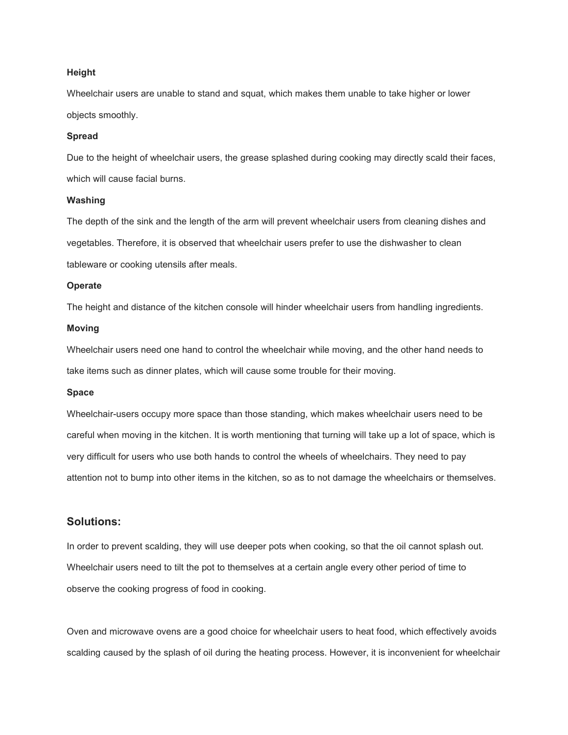**Height**

Wheelchair users are unable to stand and squat, which makes them unable to take higher or lower objects smoothly.

**Spread**

Due to the height of wheelchair users, the grease splashed during cooking may directly scald their faces, which will cause facial burns.

**Washing**

The depth of the sink and the length of the arm will prevent wheelchair users from cleaning dishes and vegetables. Therefore, it is observed that wheelchair users prefer to use the dishwasher to clean tableware or cooking utensils after meals.

**Operate**

The height and distance of the kitchen console will hinder wheelchair users from handling ingredients.

**Moving**

Wheelchair users need one hand to control the wheelchair while moving, and the other hand needs to take items such as dinner plates, which will cause some trouble for their moving.

**Space**

Wheelchair-users occupy more space than those standing, which makes wheelchair users need to be careful when moving in the kitchen. It is worth mentioning that turning will take up a lot of space, which is very difficult for users who use both hands to control the wheels of wheelchairs. They need to pay attention not to bump into other items in the kitchen, so as to not damage the wheelchairs or themselves.

## Solutions:

In order to prevent scalding, they will use deeper pots when cooking, so that the oil cannot splash out. Wheelchair users need to tilt the pot to themselves at a certain angle every other period of time to observe the cooking progress of food in cooking.

Oven and microwave ovens are a good choice for wheelchair users to heat food, which effectively avoids scalding caused by the splash of oil during the heating process. However, it is inconvenient for wheelchair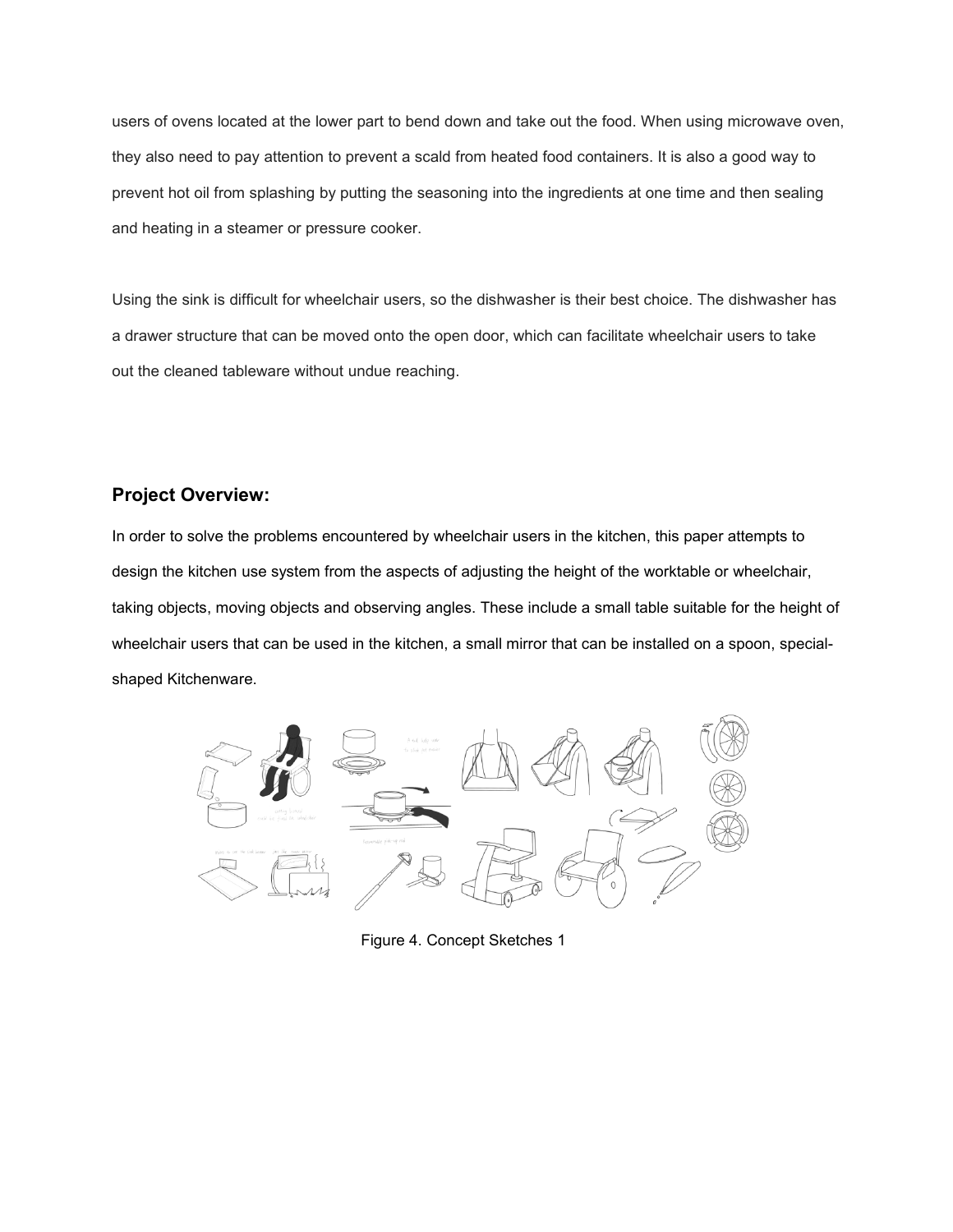users of ovens located at the lower part to bend down and take out the food. When using microwave oven, they also need to pay attention to prevent a scald from heated food containers. It is also a good way to prevent hot oil from splashing by putting the seasoning into the ingredients at one time and then sealing and heating in a steamer or pressure cooker.

Using the sink is difficult for wheelchair users, so the dishwasher is their best choice. The dishwasher has a drawer structure that can be moved onto the open door, which can facilitate wheelchair users to take out the cleaned tableware without undue reaching.

## Project Overview:

In order to solve the problems encountered by wheelchair users in the kitchen, this paper attempts to design the kitchen use system from the aspects of adjusting the height of the worktable or wheelchair, taking objects, moving objects and observing angles. These include a small table suitable for the height of wheelchair users that can be used in the kitchen, a small mirror that can be installed on a spoon, special-shaped Kitchenware.

Figure 4. Concept Sketches 1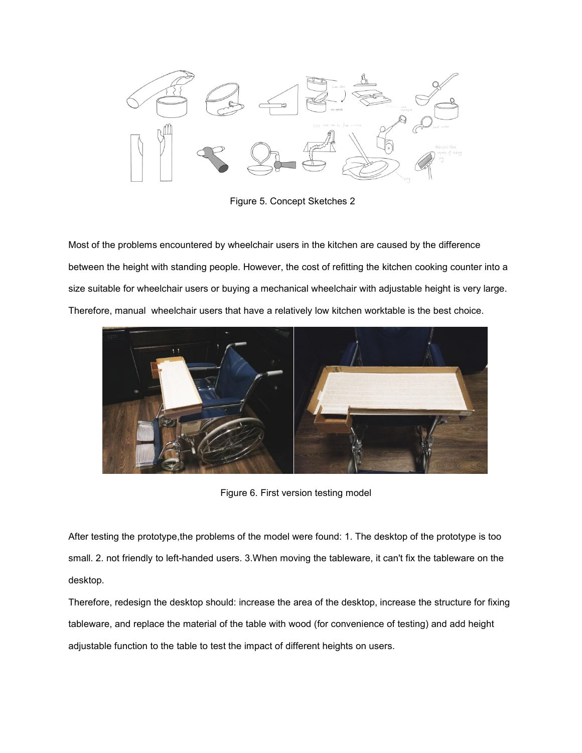Figure 5. Concept Sketches 2

Most of the problems encountered by wheelchair users in the kitchen are caused by the difference between the height with standing people. However, the cost of refitting the kitchen cooking counter into a size suitable for wheelchair users or buying a mechanical wheelchair with adjustable height is very large. Therefore, manual  wheelchair users that have a relatively low kitchen worktable is the best choice.

Figure 6. First version testing model

After testing the prototype,the problems of the model were found: 1. The desktop of the prototype is too small. 2. not friendly to left-handed users. 3.When moving the tableware, it can't fix the tableware on the desktop.

Therefore, redesign the desktop should: increase the area of the desktop, increase the structure for fixing tableware, and replace the material of the table with wood (for convenience of testing) and add height adjustable function to the table to test the impact of different heights on users.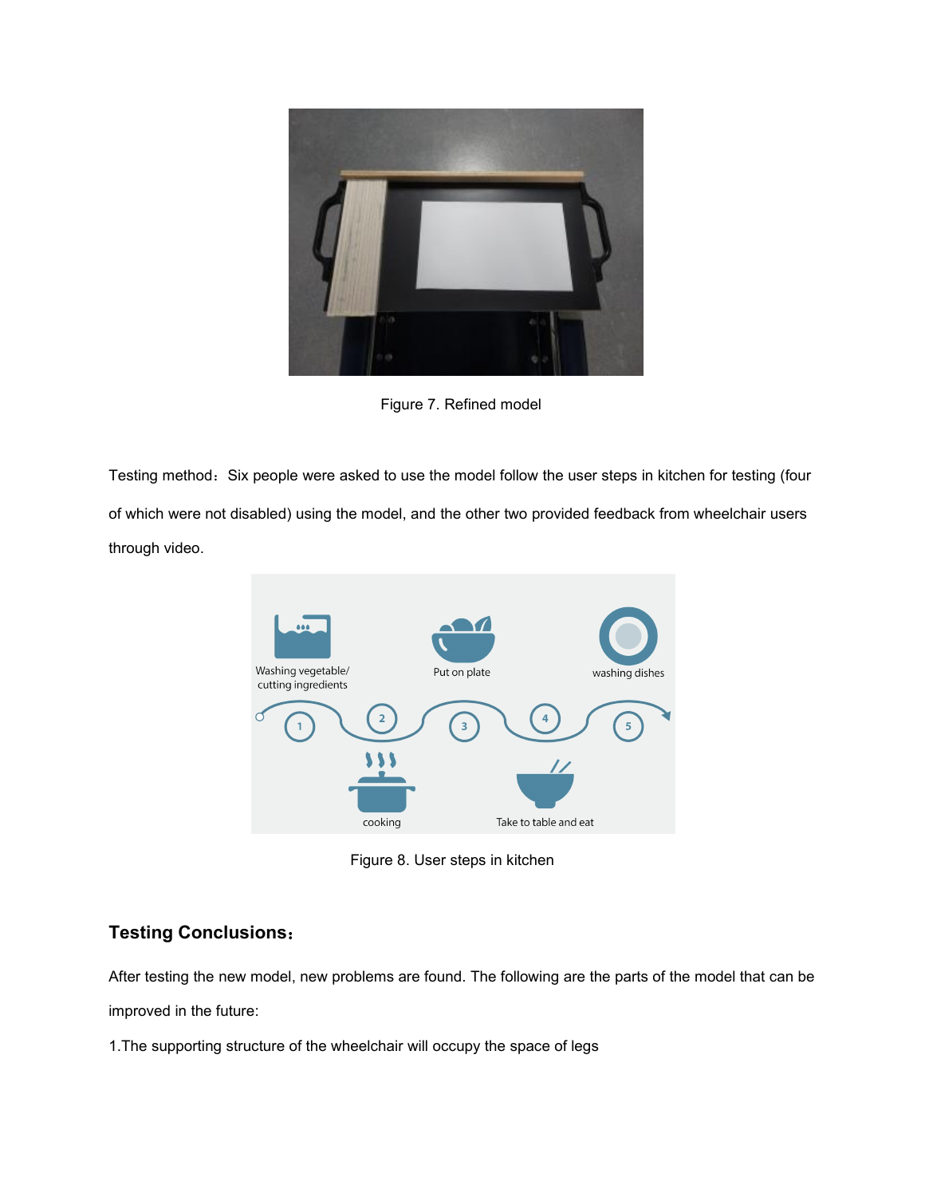Figure 7. Refined model

Testing method：Six people were asked to use the model follow the user steps in kitchen for testing (four of which were not disabled) using the model, and the other two provided feedback from wheelchair users through video.

Figure 8. User steps in kitchen

## Testing Conclusions：

After testing the new model, new problems are found. The following are the parts of the model that can be improved in the future:

1.The supporting structure of the wheelchair will occupy the space of legs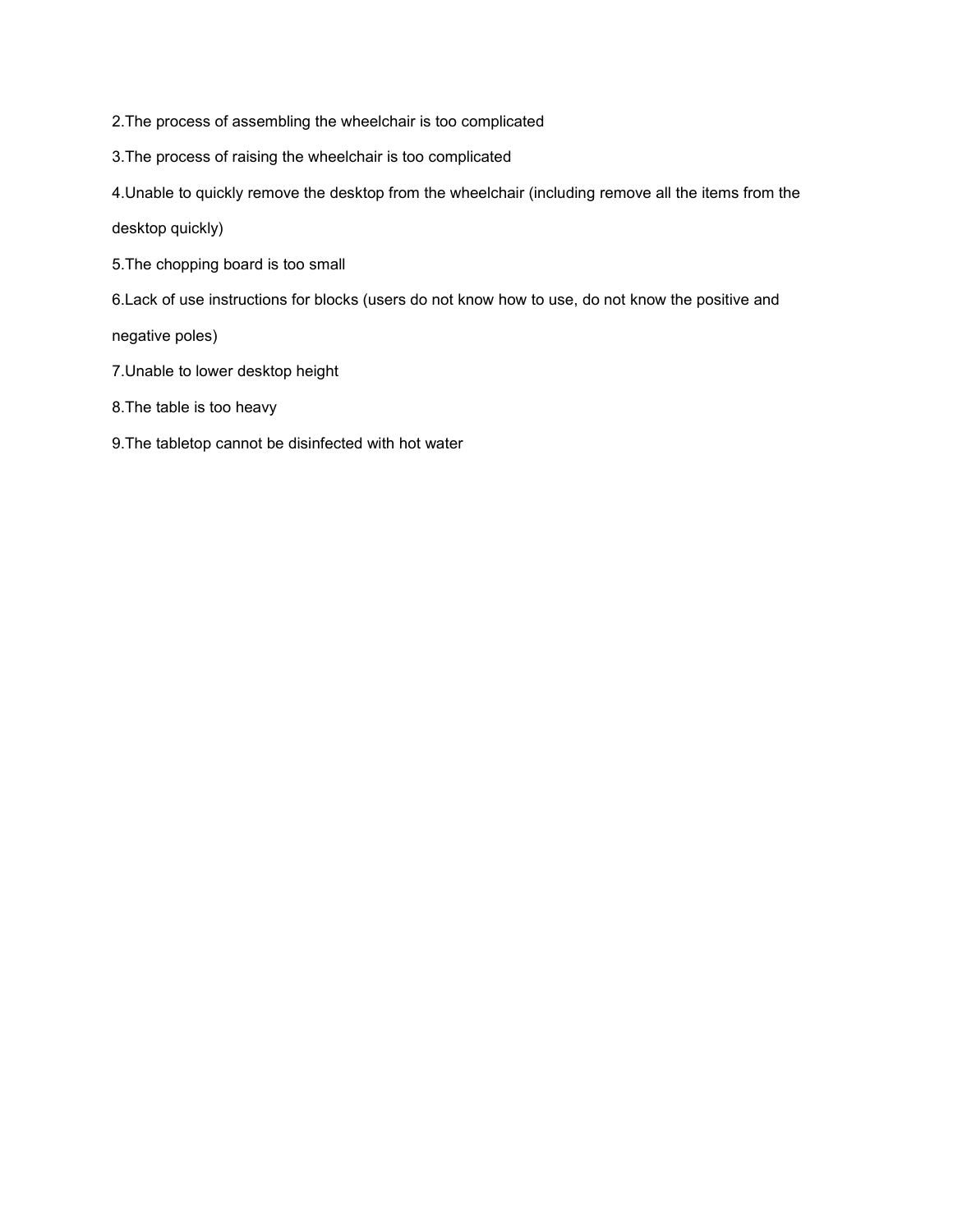2.The process of assembling the wheelchair is too complicated

3.The process of raising the wheelchair is too complicated

4.Unable to quickly remove the desktop from the wheelchair (including remove all the items from the desktop quickly)

5.The chopping board is too small

6.Lack of use instructions for blocks (users do not know how to use, do not know the positive and negative poles)

7.Unable to lower desktop height

8.The table is too heavy

9.The tabletop cannot be disinfected with hot water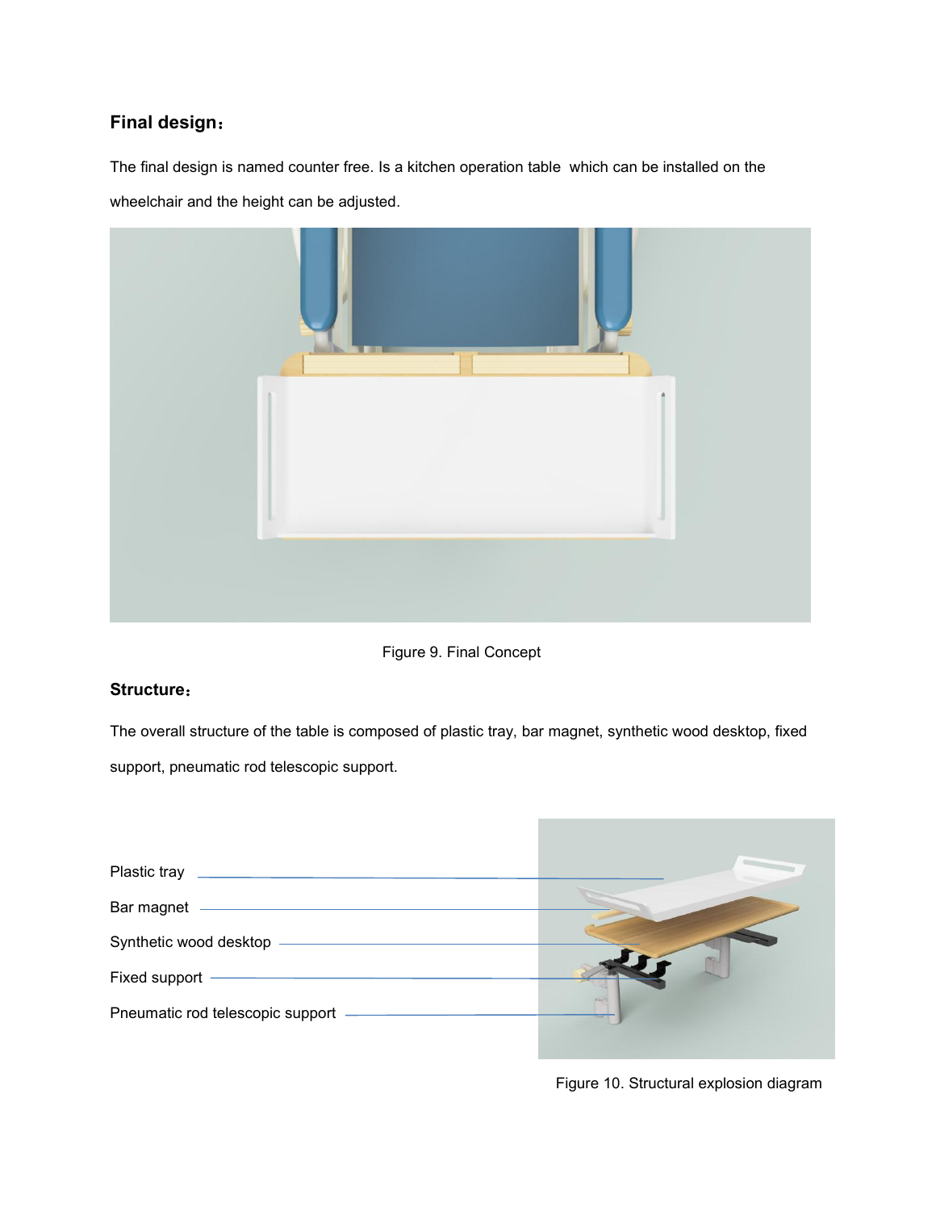## Final design：

The final design is named counter free. Is a kitchen operation table  which can be installed on the wheelchair and the height can be adjusted.

Figure 9. Final Concept

## Structure：

The overall structure of the table is composed of plastic tray, bar magnet, synthetic wood desktop, fixed support, pneumatic rod telescopic support.

Plastic tray

Bar magnet

Synthetic wood desktop

Fixed support

Pneumatic rod telescopic support

Figure 10. Structural explosion diagram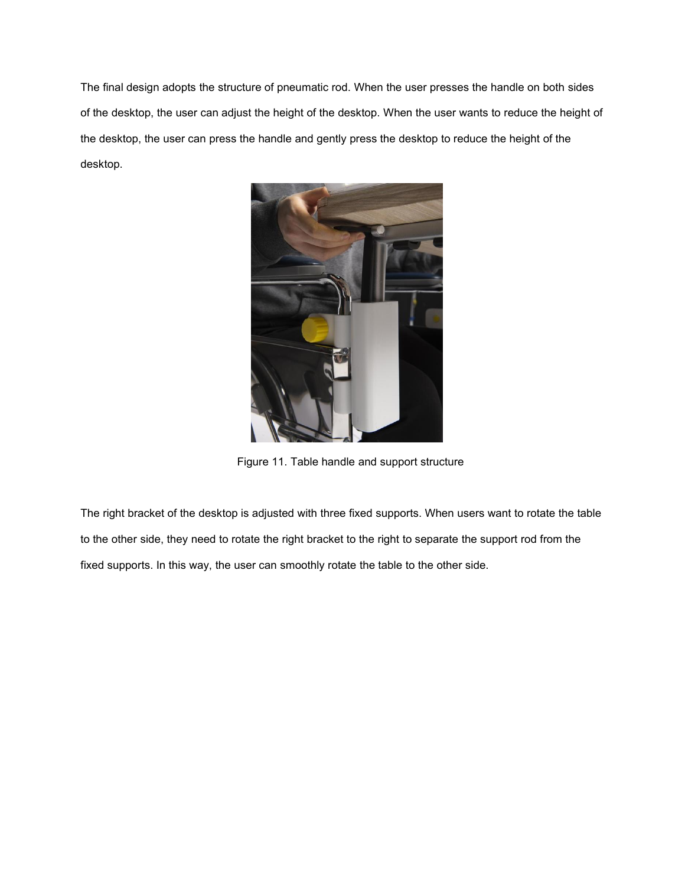The final design adopts the structure of pneumatic rod. When the user presses the handle on both sides of the desktop, the user can adjust the height of the desktop. When the user wants to reduce the height of the desktop, the user can press the handle and gently press the desktop to reduce the height of the desktop.

Figure 11. Table handle and support structure

The right bracket of the desktop is adjusted with three fixed supports. When users want to rotate the table to the other side, they need to rotate the right bracket to the right to separate the support rod from the fixed supports. In this way, the user can smoothly rotate the table to the other side.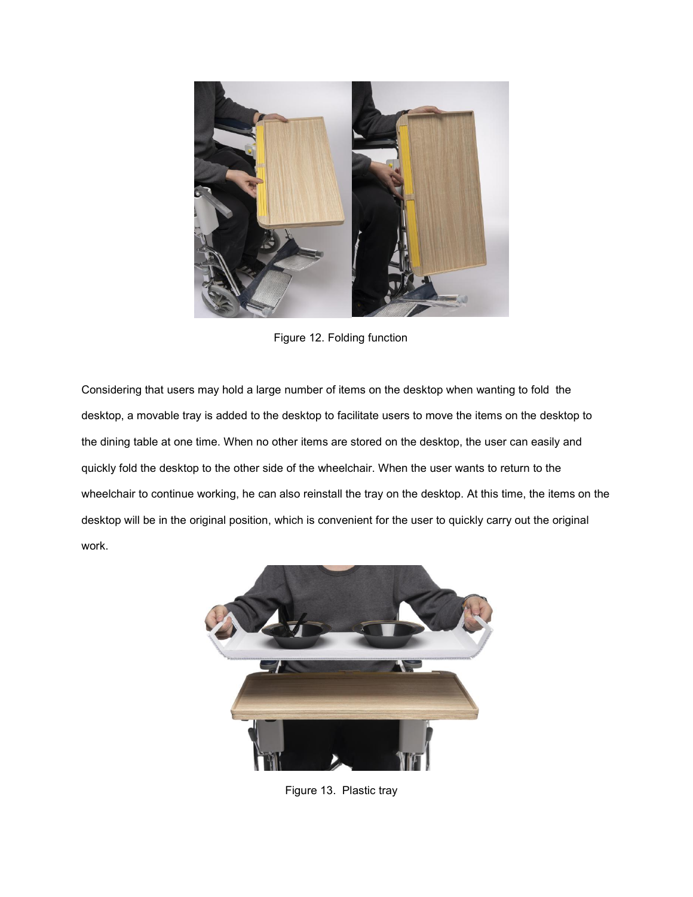Figure 12. Folding function

Considering that users may hold a large number of items on the desktop when wanting to fold the desktop, a movable tray is added to the desktop to facilitate users to move the items on the desktop to the dining table at one time. When no other items are stored on the desktop, the user can easily and quickly fold the desktop to the other side of the wheelchair. When the user wants to return to the wheelchair to continue working, he can also reinstall the tray on the desktop. At this time, the items on the desktop will be in the original position, which is convenient for the user to quickly carry out the original work.

Figure 13. Plastic tray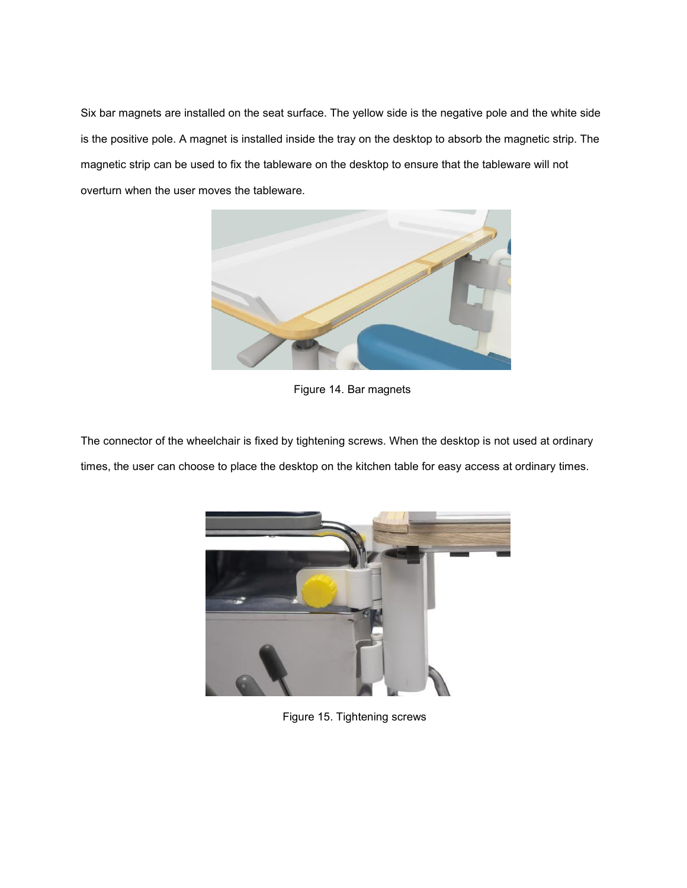Six bar magnets are installed on the seat surface. The yellow side is the negative pole and the white side is the positive pole. A magnet is installed inside the tray on the desktop to absorb the magnetic strip. The magnetic strip can be used to fix the tableware on the desktop to ensure that the tableware will not overturn when the user moves the tableware.

Figure 14. Bar magnets

The connector of the wheelchair is fixed by tightening screws. When the desktop is not used at ordinary times, the user can choose to place the desktop on the kitchen table for easy access at ordinary times.

Figure 15. Tightening screws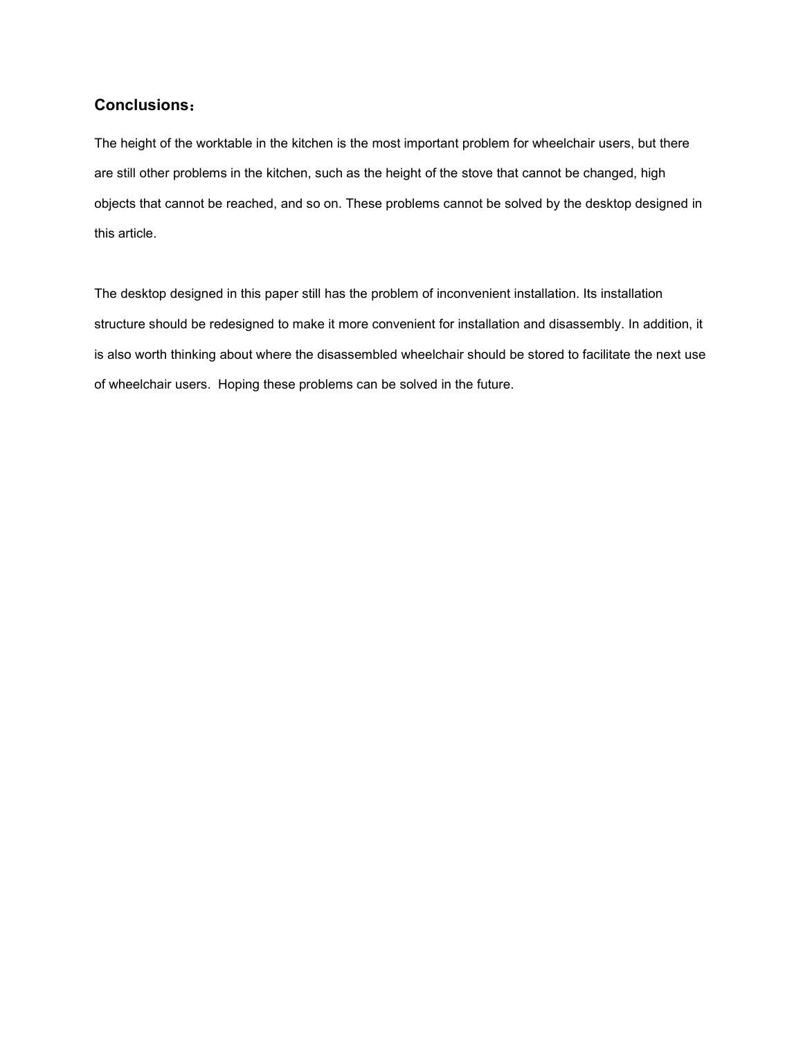## Conclusions：

The height of the worktable in the kitchen is the most important problem for wheelchair users, but there are still other problems in the kitchen, such as the height of the stove that cannot be changed, high objects that cannot be reached, and so on. These problems cannot be solved by the desktop designed in this article.

The desktop designed in this paper still has the problem of inconvenient installation. Its installation structure should be redesigned to make it more convenient for installation and disassembly. In addition, it is also worth thinking about where the disassembled wheelchair should be stored to facilitate the next use of wheelchair users. Hoping these problems can be solved in the future.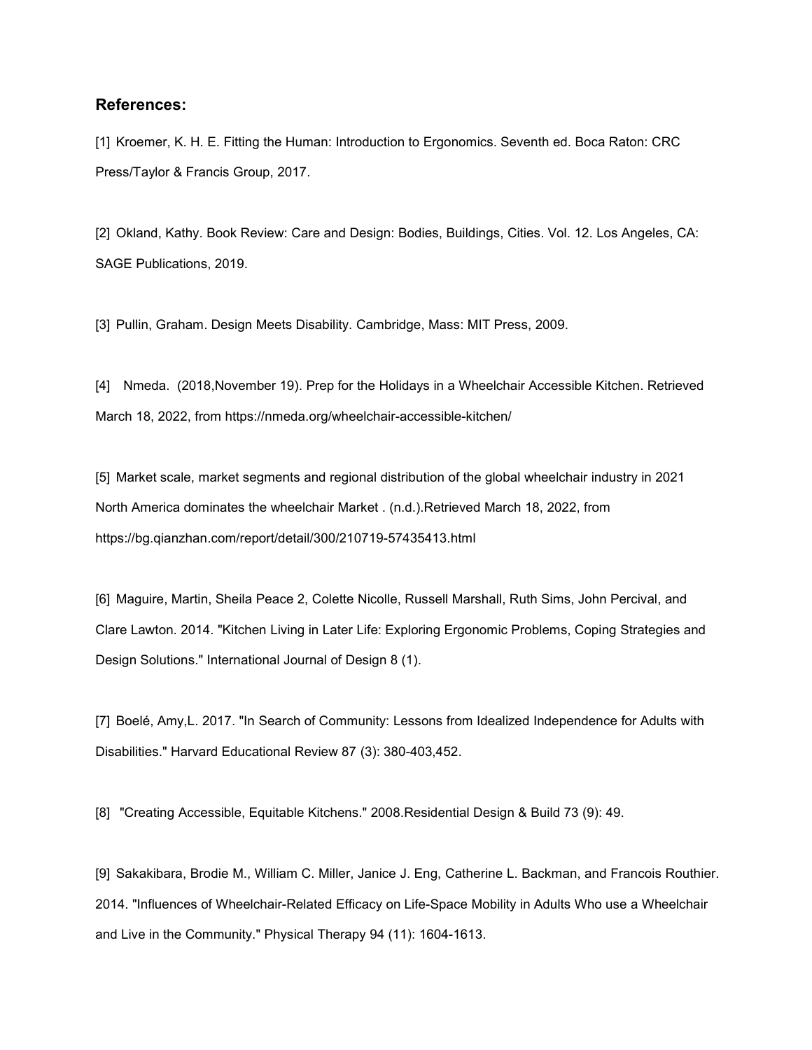### References:

[1] Kroemer, K. H. E. Fitting the Human: Introduction to Ergonomics. Seventh ed. Boca Raton: CRC Press/Taylor & Francis Group, 2017.

[2] Okland, Kathy. Book Review: Care and Design: Bodies, Buildings, Cities. Vol. 12. Los Angeles, CA: SAGE Publications, 2019.

[3] Pullin, Graham. Design Meets Disability. Cambridge, Mass: MIT Press, 2009.

[4] Nmeda. (2018,November 19). Prep for the Holidays in a Wheelchair Accessible Kitchen. Retrieved March 18, 2022, from https://nmeda.org/wheelchair-accessible-kitchen/

[5] Market scale, market segments and regional distribution of the global wheelchair industry in 2021 North America dominates the wheelchair Market . (n.d.).Retrieved March 18, 2022, from https://bg.qianzhan.com/report/detail/300/210719-57435413.html

[6] Maguire, Martin, Sheila Peace 2, Colette Nicolle, Russell Marshall, Ruth Sims, John Percival, and Clare Lawton. 2014. "Kitchen Living in Later Life: Exploring Ergonomic Problems, Coping Strategies and Design Solutions." International Journal of Design 8 (1).

[7] Boelé, Amy,L. 2017. "In Search of Community: Lessons from Idealized Independence for Adults with Disabilities." Harvard Educational Review 87 (3): 380-403,452.

[8] "Creating Accessible, Equitable Kitchens." 2008.Residential Design & Build 73 (9): 49.

[9] Sakakibara, Brodie M., William C. Miller, Janice J. Eng, Catherine L. Backman, and Francois Routhier. 2014. "Influences of Wheelchair-Related Efficacy on Life-Space Mobility in Adults Who use a Wheelchair and Live in the Community." Physical Therapy 94 (11): 1604-1613.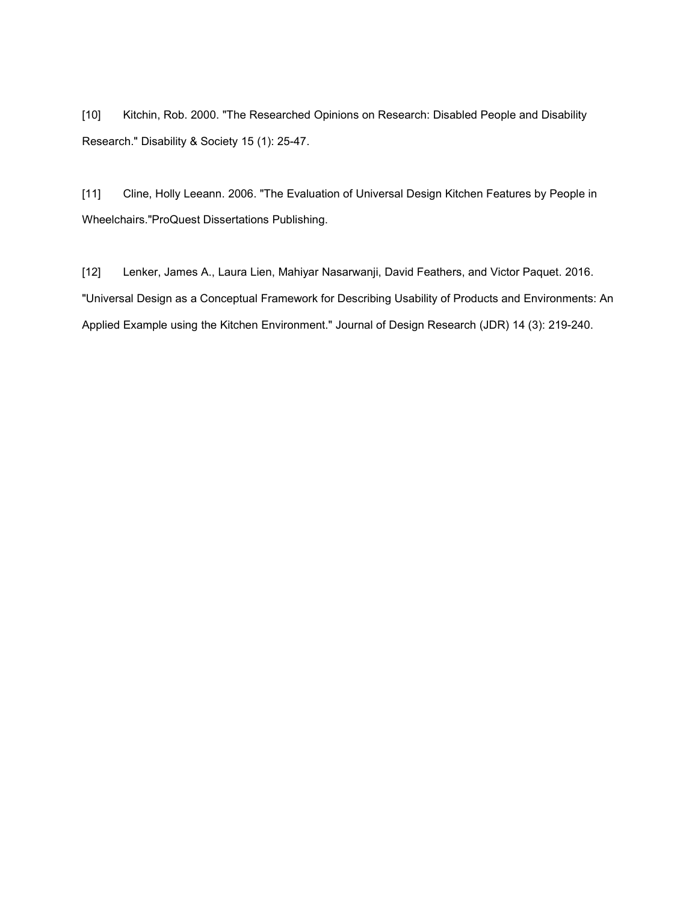[10] Kitchin, Rob. 2000. "The Researched Opinions on Research: Disabled People and Disability Research." Disability & Society 15 (1): 25-47.

[11] Cline, Holly Leeann. 2006. "The Evaluation of Universal Design Kitchen Features by People in Wheelchairs."ProQuest Dissertations Publishing.

[12] Lenker, James A., Laura Lien, Mahiyar Nasarwanji, David Feathers, and Victor Paquet. 2016. "Universal Design as a Conceptual Framework for Describing Usability of Products and Environments: An Applied Example using the Kitchen Environment." Journal of Design Research (JDR) 14 (3): 219-240.